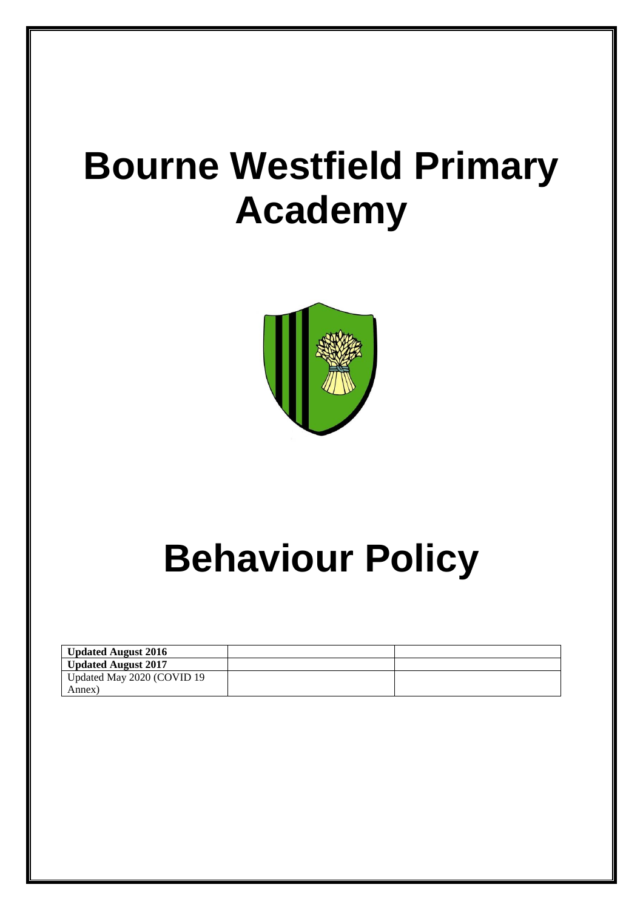# Bourne Westfield Primary Academy

# Behaviour Policy

| **Updated August 2016** | | |
|---|---|---|
| **Updated August 2017** | | |
| Updated May 2020 (COVID 19 Annex) | | |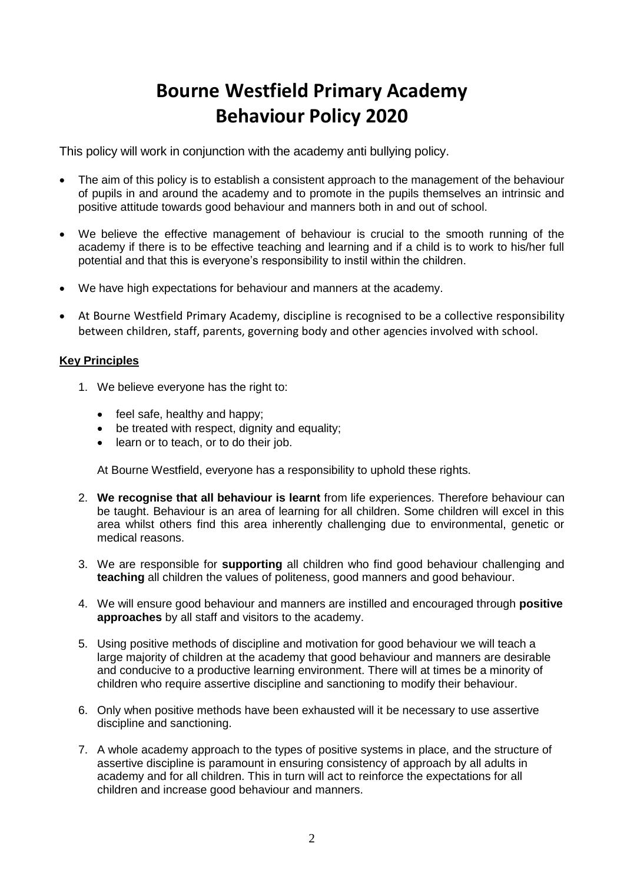# Bourne Westfield Primary Academy
# Behaviour Policy 2020

This policy will work in conjunction with the academy anti bullying policy.

- The aim of this policy is to establish a consistent approach to the management of the behaviour of pupils in and around the academy and to promote in the pupils themselves an intrinsic and positive attitude towards good behaviour and manners both in and out of school.
- We believe the effective management of behaviour is crucial to the smooth running of the academy if there is to be effective teaching and learning and if a child is to work to his/her full potential and that this is everyone's responsibility to instil within the children.
- We have high expectations for behaviour and manners at the academy.
- At Bourne Westfield Primary Academy, discipline is recognised to be a collective responsibility between children, staff, parents, governing body and other agencies involved with school.

## Key Principles

1. We believe everyone has the right to:

   - feel safe, healthy and happy;
   - be treated with respect, dignity and equality;
   - learn or to teach, or to do their job.

   At Bourne Westfield, everyone has a responsibility to uphold these rights.

2. **We recognise that all behaviour is learnt** from life experiences. Therefore behaviour can be taught. Behaviour is an area of learning for all children. Some children will excel in this area whilst others find this area inherently challenging due to environmental, genetic or medical reasons.

3. We are responsible for **supporting** all children who find good behaviour challenging and **teaching** all children the values of politeness, good manners and good behaviour.

4. We will ensure good behaviour and manners are instilled and encouraged through **positive approaches** by all staff and visitors to the academy.

5. Using positive methods of discipline and motivation for good behaviour we will teach a large majority of children at the academy that good behaviour and manners are desirable and conducive to a productive learning environment. There will at times be a minority of children who require assertive discipline and sanctioning to modify their behaviour.

6. Only when positive methods have been exhausted will it be necessary to use assertive discipline and sanctioning.

7. A whole academy approach to the types of positive systems in place, and the structure of assertive discipline is paramount in ensuring consistency of approach by all adults in academy and for all children. This in turn will act to reinforce the expectations for all children and increase good behaviour and manners.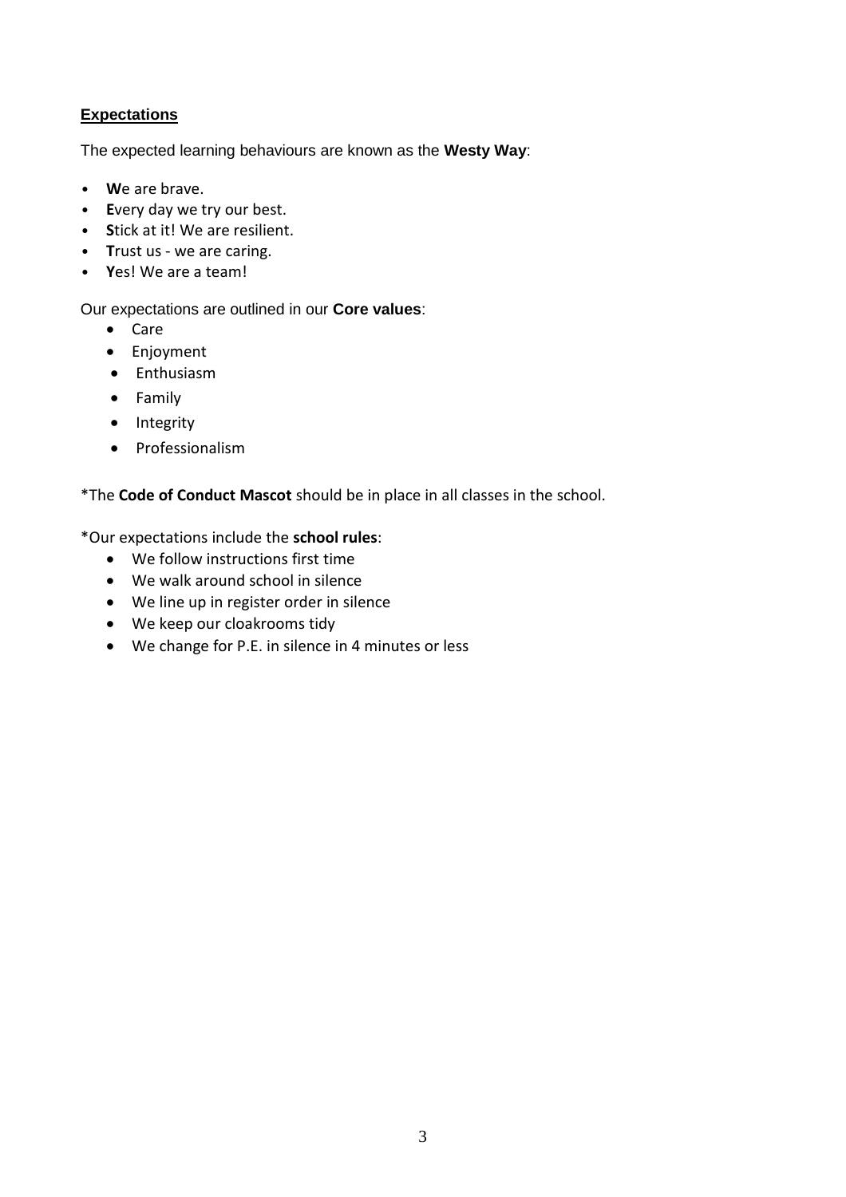## **Expectations**

The expected learning behaviours are known as the **Westy Way**:

- **W**e are brave.
- **E**very day we try our best.
- **S**tick at it! We are resilient.
- **T**rust us - we are caring.
- **Y**es! We are a team!

Our expectations are outlined in our **Core values**:

- Care
- Enjoyment
- Enthusiasm
- Family
- Integrity
- Professionalism

*The **Code of Conduct Mascot** should be in place in all classes in the school.

*Our expectations include the **school rules**:

- We follow instructions first time
- We walk around school in silence
- We line up in register order in silence
- We keep our cloakrooms tidy
- We change for P.E. in silence in 4 minutes or less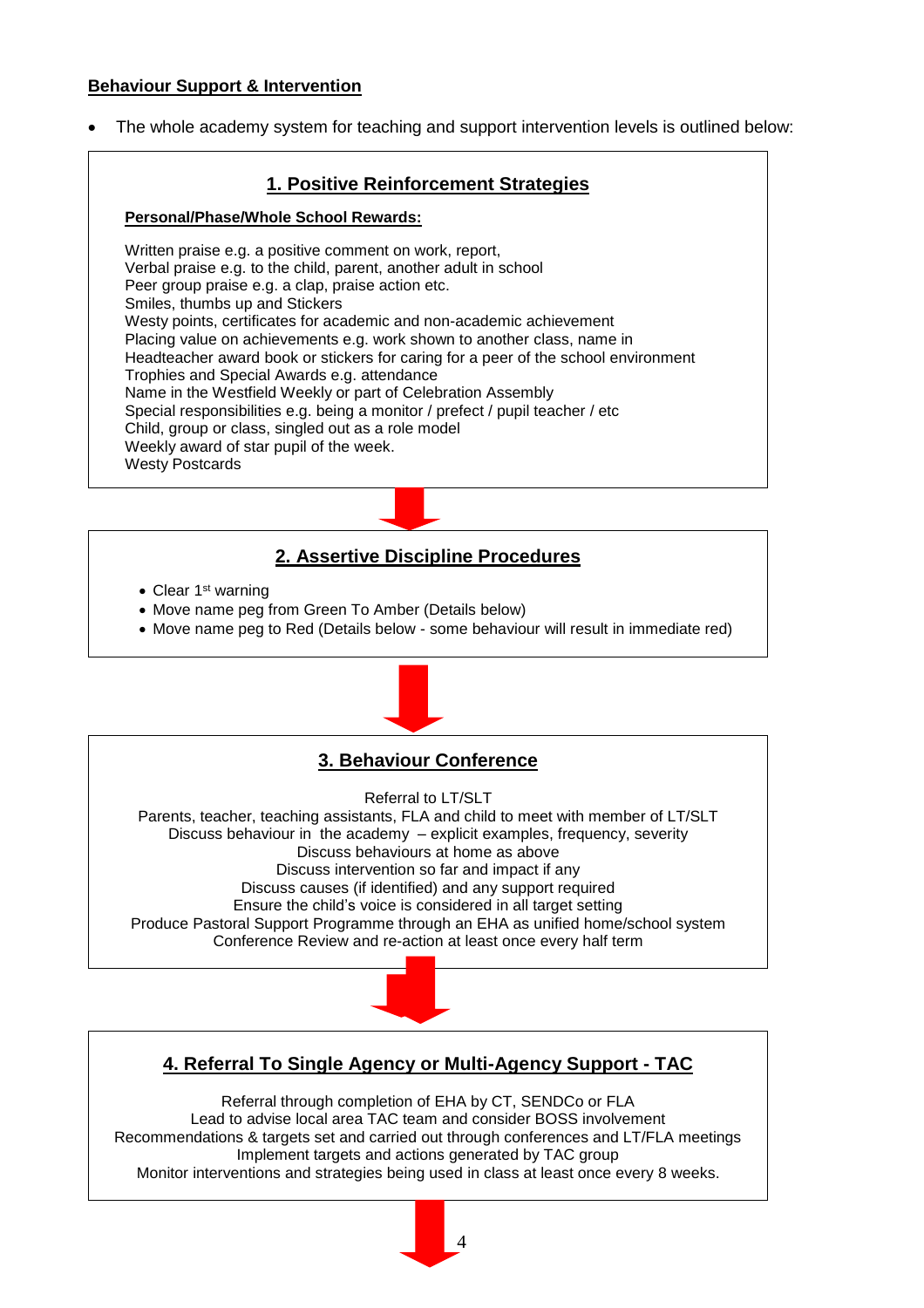**Behaviour Support & Intervention**

- The whole academy system for teaching and support intervention levels is outlined below:

## 1. Positive Reinforcement Strategies

**Personal/Phase/Whole School Rewards:**

Written praise e.g. a positive comment on work, report,
Verbal praise e.g. to the child, parent, another adult in school
Peer group praise e.g. a clap, praise action etc.
Smiles, thumbs up and Stickers
Westy points, certificates for academic and non-academic achievement
Placing value on achievements e.g. work shown to another class, name in
Headteacher award book or stickers for caring for a peer of the school environment
Trophies and Special Awards e.g. attendance
Name in the Westfield Weekly or part of Celebration Assembly
Special responsibilities e.g. being a monitor / prefect / pupil teacher / etc
Child, group or class, singled out as a role model
Weekly award of star pupil of the week.
Westy Postcards

## 2. Assertive Discipline Procedures

- Clear 1st warning
- Move name peg from Green To Amber (Details below)
- Move name peg to Red (Details below - some behaviour will result in immediate red)

## 3. Behaviour Conference

Referral to LT/SLT
Parents, teacher, teaching assistants, FLA and child to meet with member of LT/SLT
Discuss behaviour in the academy – explicit examples, frequency, severity
Discuss behaviours at home as above
Discuss intervention so far and impact if any
Discuss causes (if identified) and any support required
Ensure the child's voice is considered in all target setting
Produce Pastoral Support Programme through an EHA as unified home/school system
Conference Review and re-action at least once every half term

## 4. Referral To Single Agency or Multi-Agency Support - TAC

Referral through completion of EHA by CT, SENDCo or FLA
Lead to advise local area TAC team and consider BOSS involvement
Recommendations & targets set and carried out through conferences and LT/FLA meetings
Implement targets and actions generated by TAC group
Monitor interventions and strategies being used in class at least once every 8 weeks.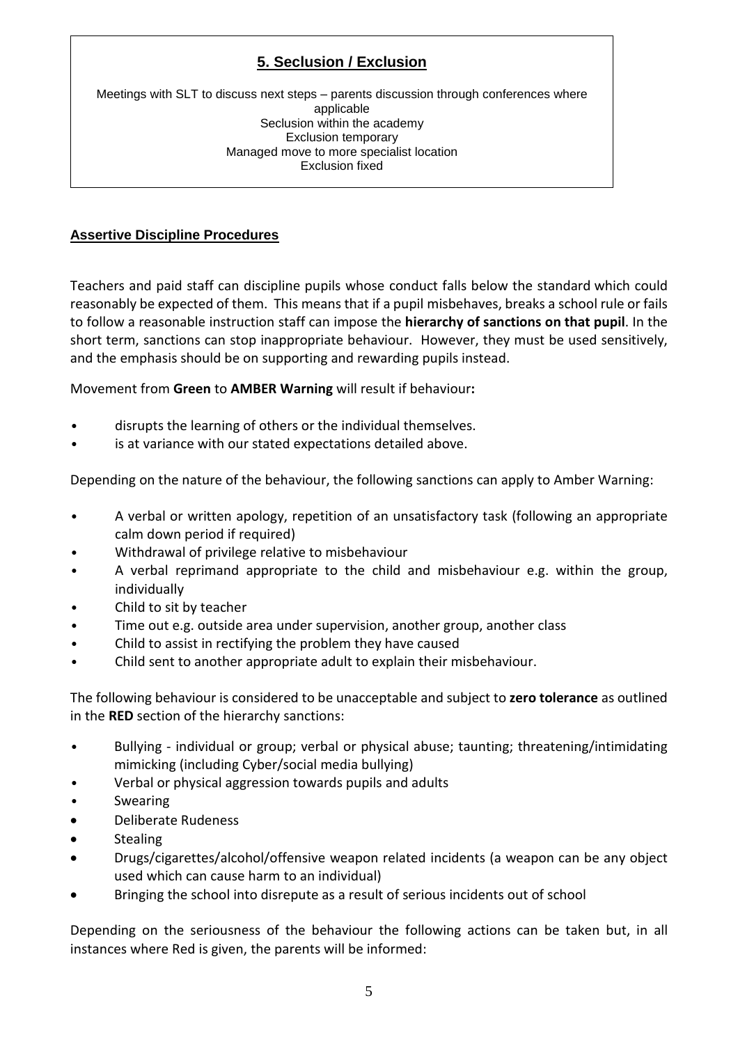## 5. Seclusion / Exclusion

Meetings with SLT to discuss next steps – parents discussion through conferences where applicable
Seclusion within the academy
Exclusion temporary
Managed move to more specialist location
Exclusion fixed

**Assertive Discipline Procedures**

Teachers and paid staff can discipline pupils whose conduct falls below the standard which could reasonably be expected of them. This means that if a pupil misbehaves, breaks a school rule or fails to follow a reasonable instruction staff can impose the **hierarchy of sanctions on that pupil**. In the short term, sanctions can stop inappropriate behaviour. However, they must be used sensitively, and the emphasis should be on supporting and rewarding pupils instead.

Movement from **Green** to **AMBER Warning** will result if behaviour**:**

- disrupts the learning of others or the individual themselves.
- is at variance with our stated expectations detailed above.

Depending on the nature of the behaviour, the following sanctions can apply to Amber Warning:

- A verbal or written apology, repetition of an unsatisfactory task (following an appropriate calm down period if required)
- Withdrawal of privilege relative to misbehaviour
- A verbal reprimand appropriate to the child and misbehaviour e.g. within the group, individually
- Child to sit by teacher
- Time out e.g. outside area under supervision, another group, another class
- Child to assist in rectifying the problem they have caused
- Child sent to another appropriate adult to explain their misbehaviour.

The following behaviour is considered to be unacceptable and subject to **zero tolerance** as outlined in the **RED** section of the hierarchy sanctions:

- Bullying - individual or group; verbal or physical abuse; taunting; threatening/intimidating mimicking (including Cyber/social media bullying)
- Verbal or physical aggression towards pupils and adults
- Swearing
- Deliberate Rudeness
- Stealing
- Drugs/cigarettes/alcohol/offensive weapon related incidents (a weapon can be any object used which can cause harm to an individual)
- Bringing the school into disrepute as a result of serious incidents out of school

Depending on the seriousness of the behaviour the following actions can be taken but, in all instances where Red is given, the parents will be informed: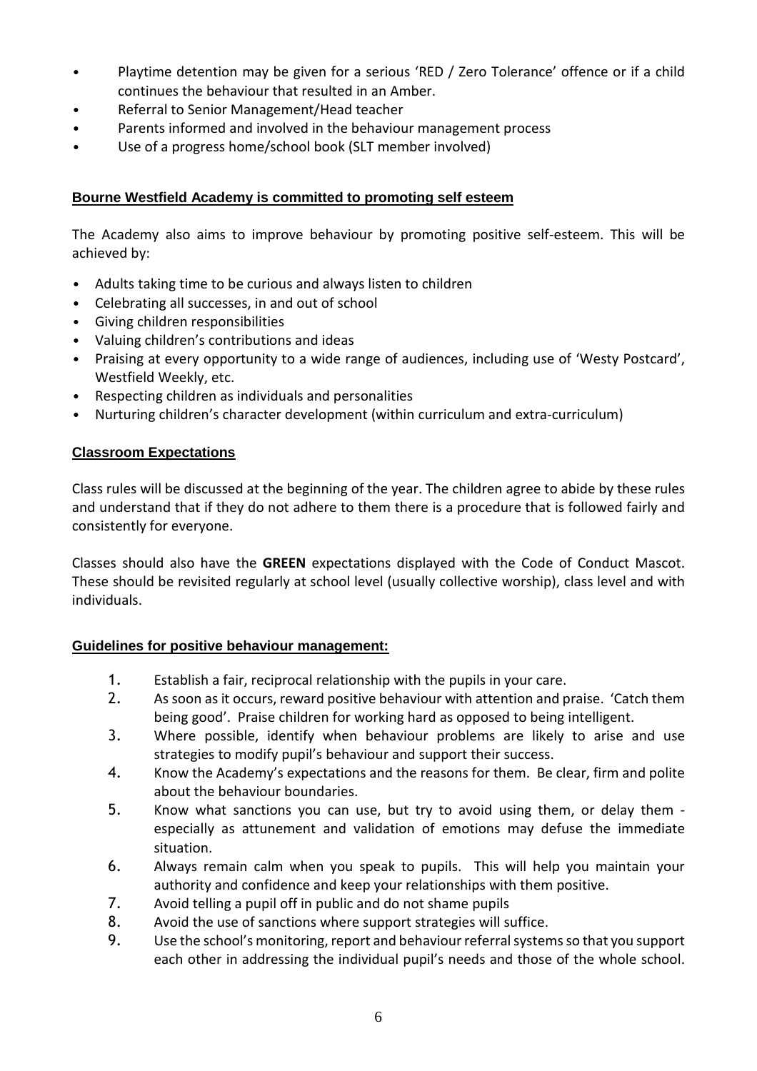- Playtime detention may be given for a serious 'RED / Zero Tolerance' offence or if a child continues the behaviour that resulted in an Amber.
- Referral to Senior Management/Head teacher
- Parents informed and involved in the behaviour management process
- Use of a progress home/school book (SLT member involved)

## Bourne Westfield Academy is committed to promoting self esteem

The Academy also aims to improve behaviour by promoting positive self-esteem. This will be achieved by:

- Adults taking time to be curious and always listen to children
- Celebrating all successes, in and out of school
- Giving children responsibilities
- Valuing children's contributions and ideas
- Praising at every opportunity to a wide range of audiences, including use of 'Westy Postcard', Westfield Weekly, etc.
- Respecting children as individuals and personalities
- Nurturing children's character development (within curriculum and extra-curriculum)

## Classroom Expectations

Class rules will be discussed at the beginning of the year. The children agree to abide by these rules and understand that if they do not adhere to them there is a procedure that is followed fairly and consistently for everyone.

Classes should also have the **GREEN** expectations displayed with the Code of Conduct Mascot. These should be revisited regularly at school level (usually collective worship), class level and with individuals.

## Guidelines for positive behaviour management:

1. Establish a fair, reciprocal relationship with the pupils in your care.
2. As soon as it occurs, reward positive behaviour with attention and praise. 'Catch them being good'. Praise children for working hard as opposed to being intelligent.
3. Where possible, identify when behaviour problems are likely to arise and use strategies to modify pupil's behaviour and support their success.
4. Know the Academy's expectations and the reasons for them. Be clear, firm and polite about the behaviour boundaries.
5. Know what sanctions you can use, but try to avoid using them, or delay them - especially as attunement and validation of emotions may defuse the immediate situation.
6. Always remain calm when you speak to pupils. This will help you maintain your authority and confidence and keep your relationships with them positive.
7. Avoid telling a pupil off in public and do not shame pupils
8. Avoid the use of sanctions where support strategies will suffice.
9. Use the school's monitoring, report and behaviour referral systems so that you support each other in addressing the individual pupil's needs and those of the whole school.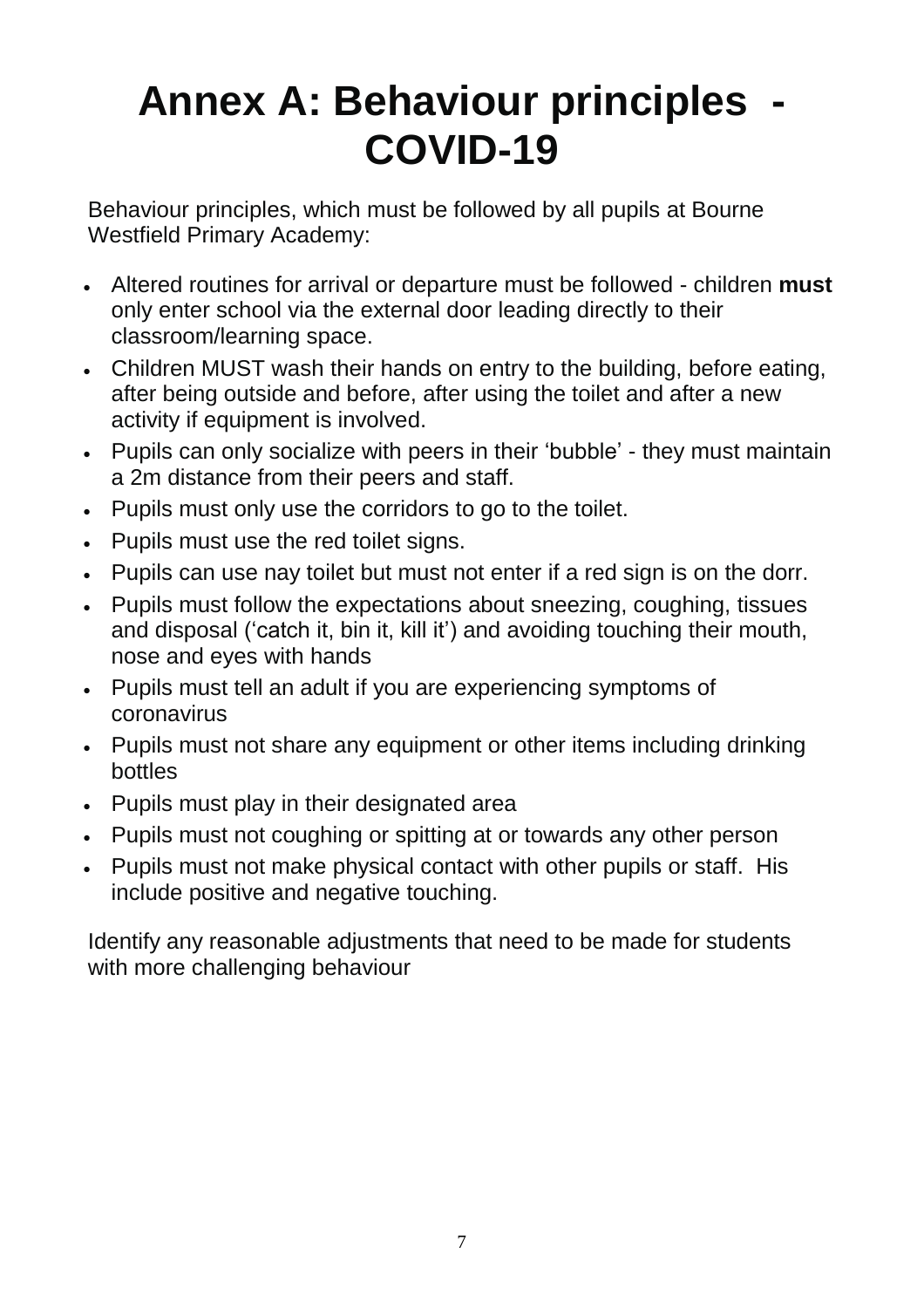# Annex A: Behaviour principles - COVID-19

Behaviour principles, which must be followed by all pupils at Bourne Westfield Primary Academy:

- Altered routines for arrival or departure must be followed - children **must** only enter school via the external door leading directly to their classroom/learning space.
- Children MUST wash their hands on entry to the building, before eating, after being outside and before, after using the toilet and after a new activity if equipment is involved.
- Pupils can only socialize with peers in their 'bubble' - they must maintain a 2m distance from their peers and staff.
- Pupils must only use the corridors to go to the toilet.
- Pupils must use the red toilet signs.
- Pupils can use nay toilet but must not enter if a red sign is on the dorr.
- Pupils must follow the expectations about sneezing, coughing, tissues and disposal ('catch it, bin it, kill it') and avoiding touching their mouth, nose and eyes with hands
- Pupils must tell an adult if you are experiencing symptoms of coronavirus
- Pupils must not share any equipment or other items including drinking bottles
- Pupils must play in their designated area
- Pupils must not coughing or spitting at or towards any other person
- Pupils must not make physical contact with other pupils or staff. His include positive and negative touching.

Identify any reasonable adjustments that need to be made for students with more challenging behaviour